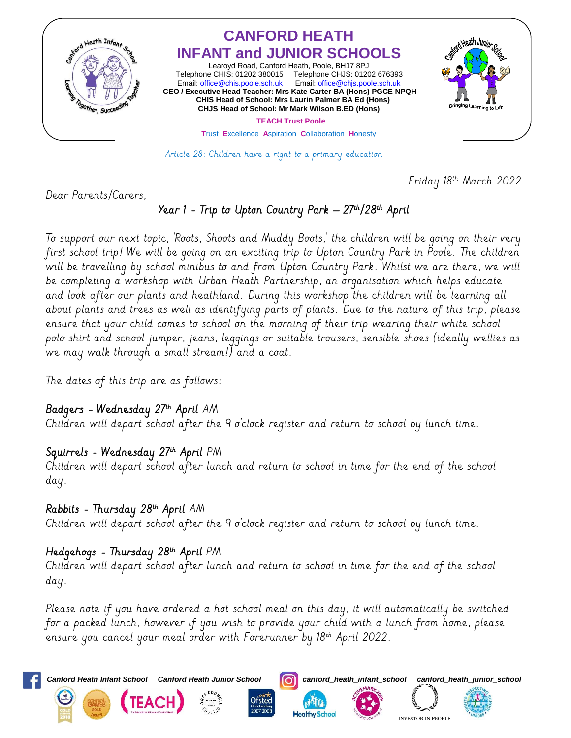# CANFORD HEATH INFANT and JUNIOR SCHOOLS

Learoyd Road, Canford Heath, Poole, BH17 8PJ
Telephone CHIS: 01202 380015 Telephone CHJS: 01202 676393
Email: office@chis.poole.sch.uk Email: office@chjs.poole.sch.uk

**CEO / Executive Head Teacher: Mrs Kate Carter BA (Hons) PGCE NPQH**
**CHIS Head of School: Mrs Laurin Palmer BA Ed (Hons)**
**CHJS Head of School: Mr Mark Wilson B.ED (Hons)**

**TEACH Trust Poole**

Trust Excellence Aspiration Collaboration Honesty

*Article 28: Children have a right to a primary education*

Friday 18th March 2022

Dear Parents/Carers,

## Year 1 - Trip to Upton Country Park – 27th/28th April

To support our next topic, 'Roots, Shoots and Muddy Boots,' the children will be going on their very first school trip! We will be going on an exciting trip to Upton Country Park in Poole. The children will be travelling by school minibus to and from Upton Country Park. Whilst we are there, we will be completing a workshop with Urban Heath Partnership, an organisation which helps educate and look after our plants and heathland. During this workshop the children will be learning all about plants and trees as well as identifying parts of plants. Due to the nature of this trip, please ensure that your child comes to school on the morning of their trip wearing their white school polo shirt and school jumper, jeans, leggings or suitable trousers, sensible shoes (ideally wellies as we may walk through a small stream!) and a coat.

The dates of this trip are as follows:

**Badgers - Wednesday 27th April** AM
Children will depart school after the 9 o'clock register and return to school by lunch time.

**Squirrels - Wednesday 27th April** PM
Children will depart school after lunch and return to school in time for the end of the school day.

**Rabbits - Thursday 28th April** AM
Children will depart school after the 9 o'clock register and return to school by lunch time.

**Hedgehogs - Thursday 28th April** PM
Children will depart school after lunch and return to school in time for the end of the school day.

Please note if you have ordered a hot school meal on this day, it will automatically be switched for a packed lunch, however if you wish to provide your child with a lunch from home, please ensure you cancel your meal order with Forerunner by 18th April 2022.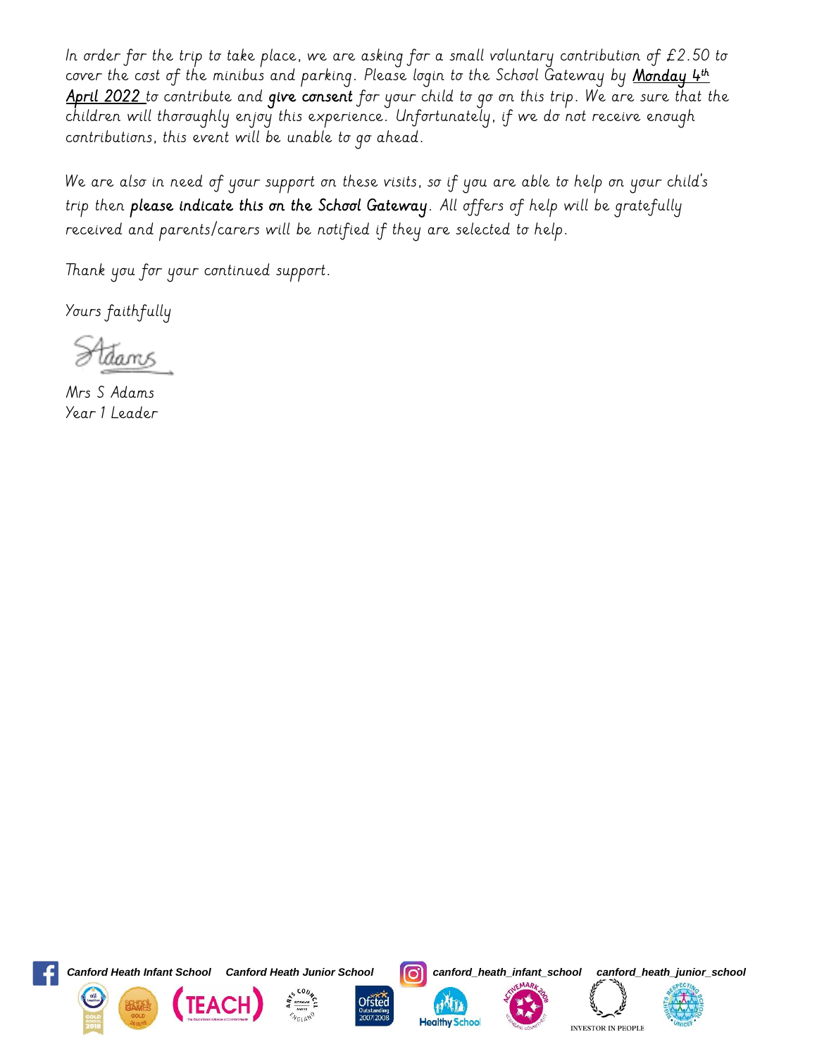In order for the trip to take place, we are asking for a small voluntary contribution of £2.50 to cover the cost of the minibus and parking. Please login to the School Gateway by **Monday 4th April 2022** to contribute and **give consent** for your child to go on this trip. We are sure that the children will thoroughly enjoy this experience. Unfortunately, if we do not receive enough contributions, this event will be unable to go ahead.

We are also in need of your support on these visits, so if you are able to help on your child's trip then **please indicate this on the School Gateway**. All offers of help will be gratefully received and parents/carers will be notified if they are selected to help.

Thank you for your continued support.

Yours faithfully

S Adams

Mrs S Adams
Year 1 Leader

Canford Heath Infant School Canford Heath Junior School canford_heath_infant_school canford_heath_junior_school